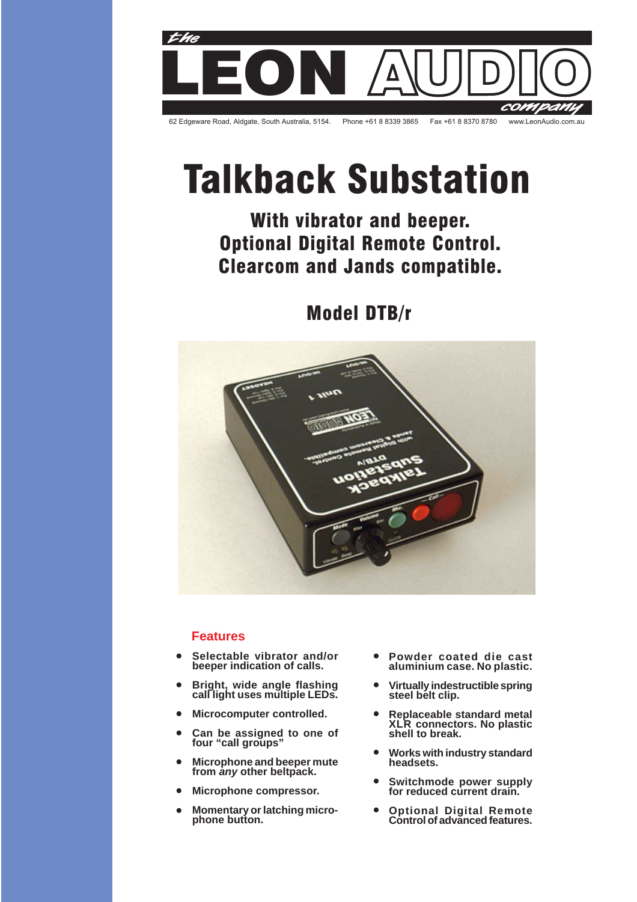the LEON AUDIO company

62 Edgeware Road, Aldgate, South Australia, 5154. Phone +61 8 8339 3865 Fax +61 8 8370 8780 www.LeonAudio.com.au

# Talkback Substation

## With vibrator and beeper.
## Optional Digital Remote Control.
## Clearcom and Jands compatible.

## Model DTB/r

### Features

- **Selectable vibrator and/or beeper indication of calls.**
- **Bright, wide angle flashing call light uses multiple LEDs.**
- **Microcomputer controlled.**
- **Can be assigned to one of four "call groups"**
- **Microphone and beeper mute from *any* other beltpack.**
- **Microphone compressor.**
- **Momentary or latching microphone button.**
- **Powder coated die cast aluminium case. No plastic.**
- **Virtually indestructible spring steel belt clip.**
- **Replaceable standard metal XLR connectors. No plastic shell to break.**
- **Works with industry standard headsets.**
- **Switchmode power supply for reduced current drain.**
- **Optional Digital Remote Control of advanced features.**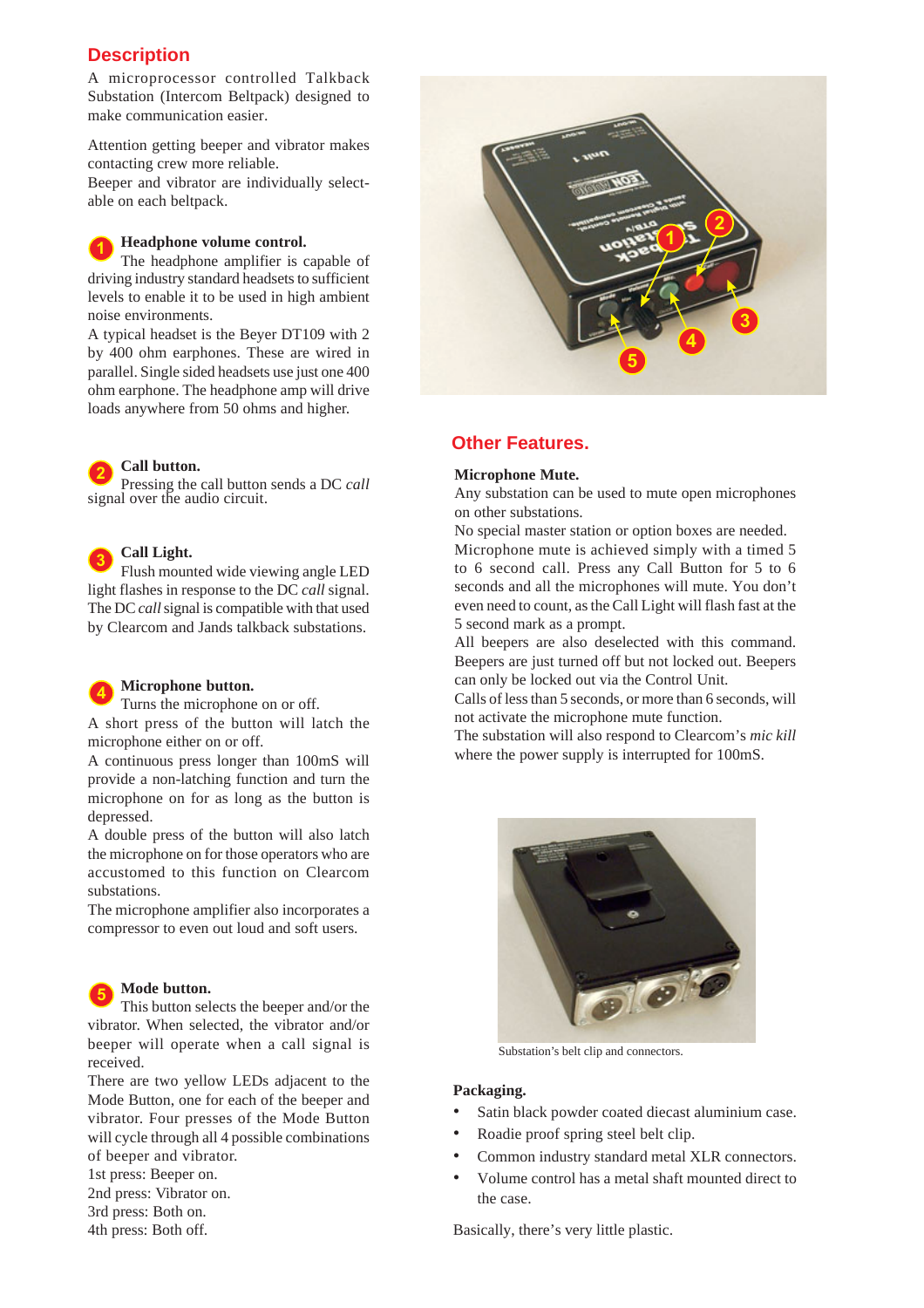## Description

A microprocessor controlled Talkback Substation (Intercom Beltpack) designed to make communication easier.

Attention getting beeper and vibrator makes contacting crew more reliable.
Beeper and vibrator are individually selectable on each beltpack.

**1 Headphone volume control.**
The headphone amplifier is capable of driving industry standard headsets to sufficient levels to enable it to be used in high ambient noise environments.
A typical headset is the Beyer DT109 with 2 by 400 ohm earphones. These are wired in parallel. Single sided headsets use just one 400 ohm earphone. The headphone amp will drive loads anywhere from 50 ohms and higher.

**2 Call button.**
Pressing the call button sends a DC *call* signal over the audio circuit.

**3 Call Light.**
Flush mounted wide viewing angle LED light flashes in response to the DC *call* signal. The DC *call* signal is compatible with that used by Clearcom and Jands talkback substations.

**4 Microphone button.**
Turns the microphone on or off.
A short press of the button will latch the microphone either on or off.
A continuous press longer than 100mS will provide a non-latching function and turn the microphone on for as long as the button is depressed.
A double press of the button will also latch the microphone on for those operators who are accustomed to this function on Clearcom substations.
The microphone amplifier also incorporates a compressor to even out loud and soft users.

**5 Mode button.**
This button selects the beeper and/or the vibrator. When selected, the vibrator and/or beeper will operate when a call signal is received.
There are two yellow LEDs adjacent to the Mode Button, one for each of the beeper and vibrator. Four presses of the Mode Button will cycle through all 4 possible combinations of beeper and vibrator.
1st press: Beeper on.
2nd press: Vibrator on.
3rd press: Both on.
4th press: Both off.

## Other Features.

**Microphone Mute.**
Any substation can be used to mute open microphones on other substations.
No special master station or option boxes are needed.
Microphone mute is achieved simply with a timed 5 to 6 second call. Press any Call Button for 5 to 6 seconds and all the microphones will mute. You don't even need to count, as the Call Light will flash fast at the 5 second mark as a prompt.
All beepers are also deselected with this command. Beepers are just turned off but not locked out. Beepers can only be locked out via the Control Unit.
Calls of less than 5 seconds, or more than 6 seconds, will not activate the microphone mute function.
The substation will also respond to Clearcom's *mic kill* where the power supply is interrupted for 100mS.

Substation's belt clip and connectors.

**Packaging.**

- Satin black powder coated diecast aluminium case.
- Roadie proof spring steel belt clip.
- Common industry standard metal XLR connectors.
- Volume control has a metal shaft mounted direct to the case.

Basically, there's very little plastic.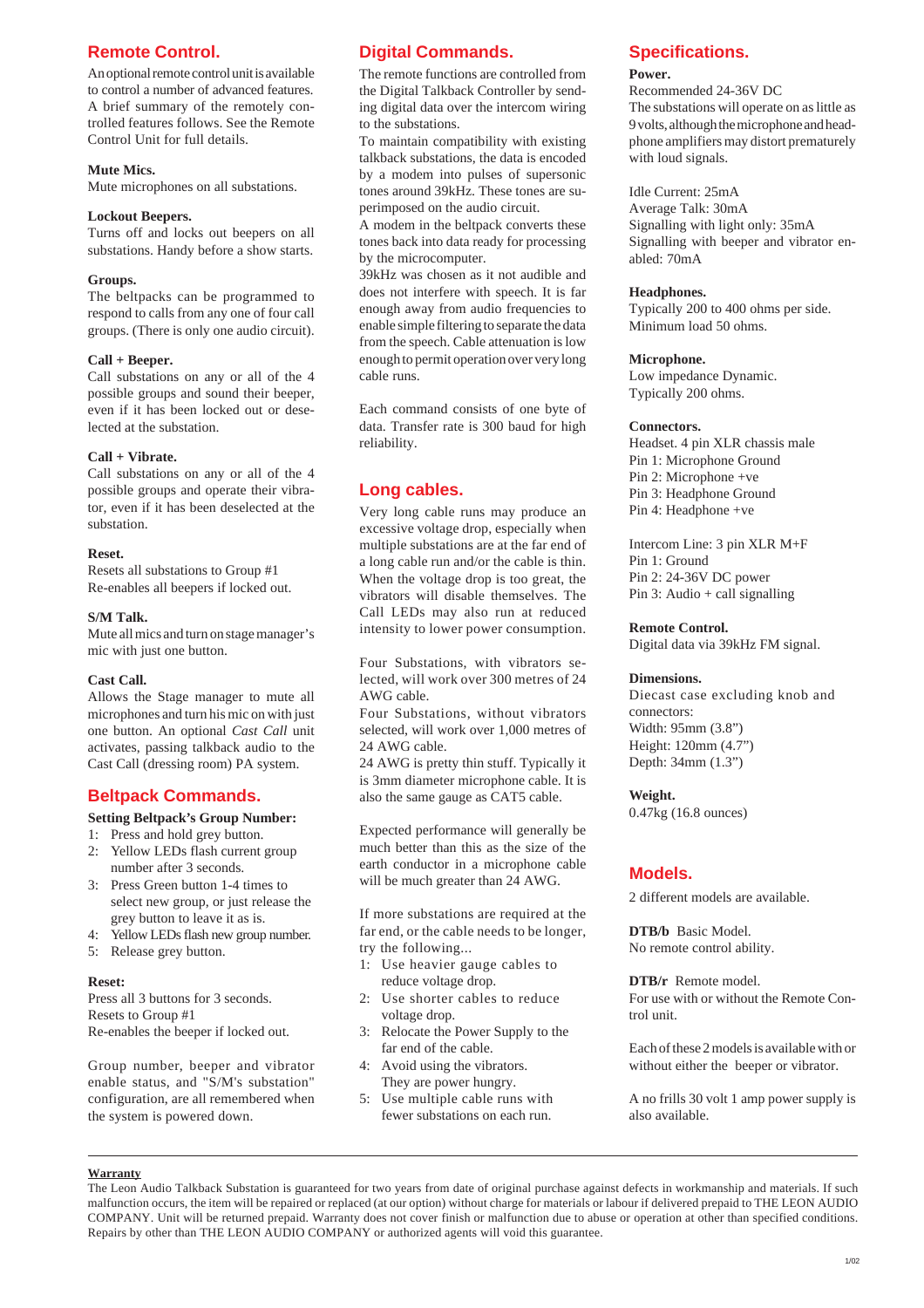## Remote Control.

An optional remote control unit is available to control a number of advanced features. A brief summary of the remotely controlled features follows. See the Remote Control Unit for full details.

**Mute Mics.**
Mute microphones on all substations.

**Lockout Beepers.**
Turns off and locks out beepers on all substations. Handy before a show starts.

**Groups.**
The beltpacks can be programmed to respond to calls from any one of four call groups. (There is only one audio circuit).

**Call + Beeper.**
Call substations on any or all of the 4 possible groups and sound their beeper, even if it has been locked out or deselected at the substation.

**Call + Vibrate.**
Call substations on any or all of the 4 possible groups and operate their vibrator, even if it has been deselected at the substation.

**Reset.**
Resets all substations to Group #1
Re-enables all beepers if locked out.

**S/M Talk.**
Mute all mics and turn on stage manager's mic with just one button.

**Cast Call.**
Allows the Stage manager to mute all microphones and turn his mic on with just one button. An optional *Cast Call* unit activates, passing talkback audio to the Cast Call (dressing room) PA system.

## Beltpack Commands.

**Setting Beltpack's Group Number:**

1: Press and hold grey button.
2: Yellow LEDs flash current group number after 3 seconds.
3: Press Green button 1-4 times to select new group, or just release the grey button to leave it as is.
4: Yellow LEDs flash new group number.
5: Release grey button.

**Reset:**
Press all 3 buttons for 3 seconds.
Resets to Group #1
Re-enables the beeper if locked out.

Group number, beeper and vibrator enable status, and "S/M's substation" configuration, are all remembered when the system is powered down.

## Digital Commands.

The remote functions are controlled from the Digital Talkback Controller by sending digital data over the intercom wiring to the substations.

To maintain compatibility with existing talkback substations, the data is encoded by a modem into pulses of supersonic tones around 39kHz. These tones are superimposed on the audio circuit.

A modem in the beltpack converts these tones back into data ready for processing by the microcomputer.

39kHz was chosen as it not audible and does not interfere with speech. It is far enough away from audio frequencies to enable simple filtering to separate the data from the speech. Cable attenuation is low enough to permit operation over very long cable runs.

Each command consists of one byte of data. Transfer rate is 300 baud for high reliability.

## Long cables.

Very long cable runs may produce an excessive voltage drop, especially when multiple substations are at the far end of a long cable run and/or the cable is thin. When the voltage drop is too great, the vibrators will disable themselves. The Call LEDs may also run at reduced intensity to lower power consumption.

Four Substations, with vibrators selected, will work over 300 metres of 24 AWG cable.

Four Substations, without vibrators selected, will work over 1,000 metres of 24 AWG cable.

24 AWG is pretty thin stuff. Typically it is 3mm diameter microphone cable. It is also the same gauge as CAT5 cable.

Expected performance will generally be much better than this as the size of the earth conductor in a microphone cable will be much greater than 24 AWG.

If more substations are required at the far end, or the cable needs to be longer, try the following...

1: Use heavier gauge cables to reduce voltage drop.
2: Use shorter cables to reduce voltage drop.
3: Relocate the Power Supply to the far end of the cable.
4: Avoid using the vibrators. They are power hungry.
5: Use multiple cable runs with fewer substations on each run.

## Specifications.

**Power.**
Recommended 24-36V DC
The substations will operate on as little as 9 volts, although the microphone and headphone amplifiers may distort prematurely with loud signals.

Idle Current: 25mA
Average Talk: 30mA
Signalling with light only: 35mA
Signalling with beeper and vibrator enabled: 70mA

**Headphones.**
Typically 200 to 400 ohms per side.
Minimum load 50 ohms.

**Microphone.**
Low impedance Dynamic.
Typically 200 ohms.

**Connectors.**
Headset. 4 pin XLR chassis male
Pin 1: Microphone Ground
Pin 2: Microphone +ve
Pin 3: Headphone Ground
Pin 4: Headphone +ve

Intercom Line: 3 pin XLR M+F
Pin 1: Ground
Pin 2: 24-36V DC power
Pin 3: Audio + call signalling

**Remote Control.**
Digital data via 39kHz FM signal.

**Dimensions.**
Diecast case excluding knob and connectors:
Width: 95mm (3.8")
Height: 120mm (4.7")
Depth: 34mm (1.3")

**Weight.**
0.47kg (16.8 ounces)

## Models.

2 different models are available.

**DTB/b** Basic Model.
No remote control ability.

**DTB/r** Remote model.
For use with or without the Remote Control unit.

Each of these 2 models is available with or without either the beeper or vibrator.

A no frills 30 volt 1 amp power supply is also available.

**Warranty**

The Leon Audio Talkback Substation is guaranteed for two years from date of original purchase against defects in workmanship and materials. If such malfunction occurs, the item will be repaired or replaced (at our option) without charge for materials or labour if delivered prepaid to THE LEON AUDIO COMPANY. Unit will be returned prepaid. Warranty does not cover finish or malfunction due to abuse or operation at other than specified conditions. Repairs by other than THE LEON AUDIO COMPANY or authorized agents will void this guarantee.

1/02